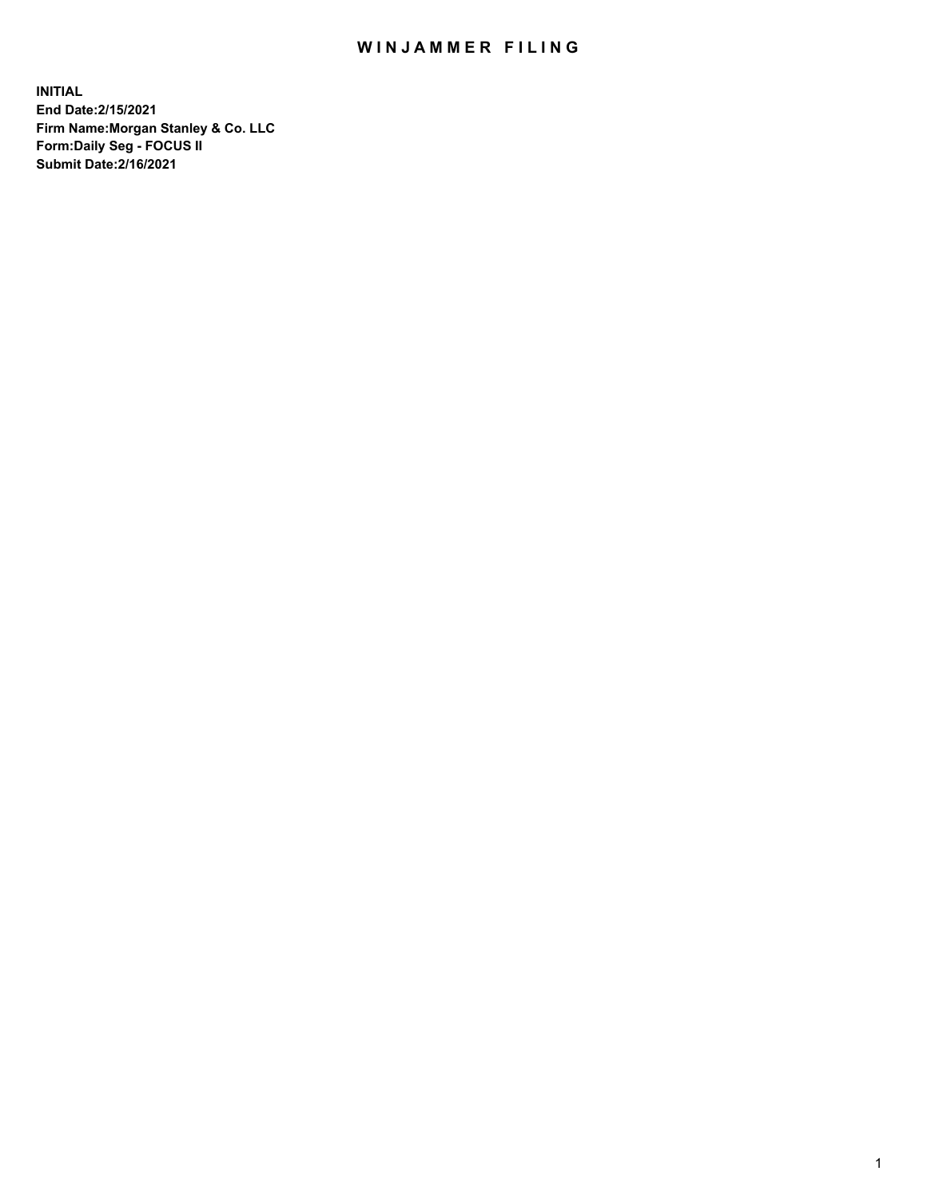# WINJAMMER FILING

**INITIAL**
**End Date:2/15/2021**
**Firm Name:Morgan Stanley & Co. LLC**
**Form:Daily Seg - FOCUS II**
**Submit Date:2/16/2021**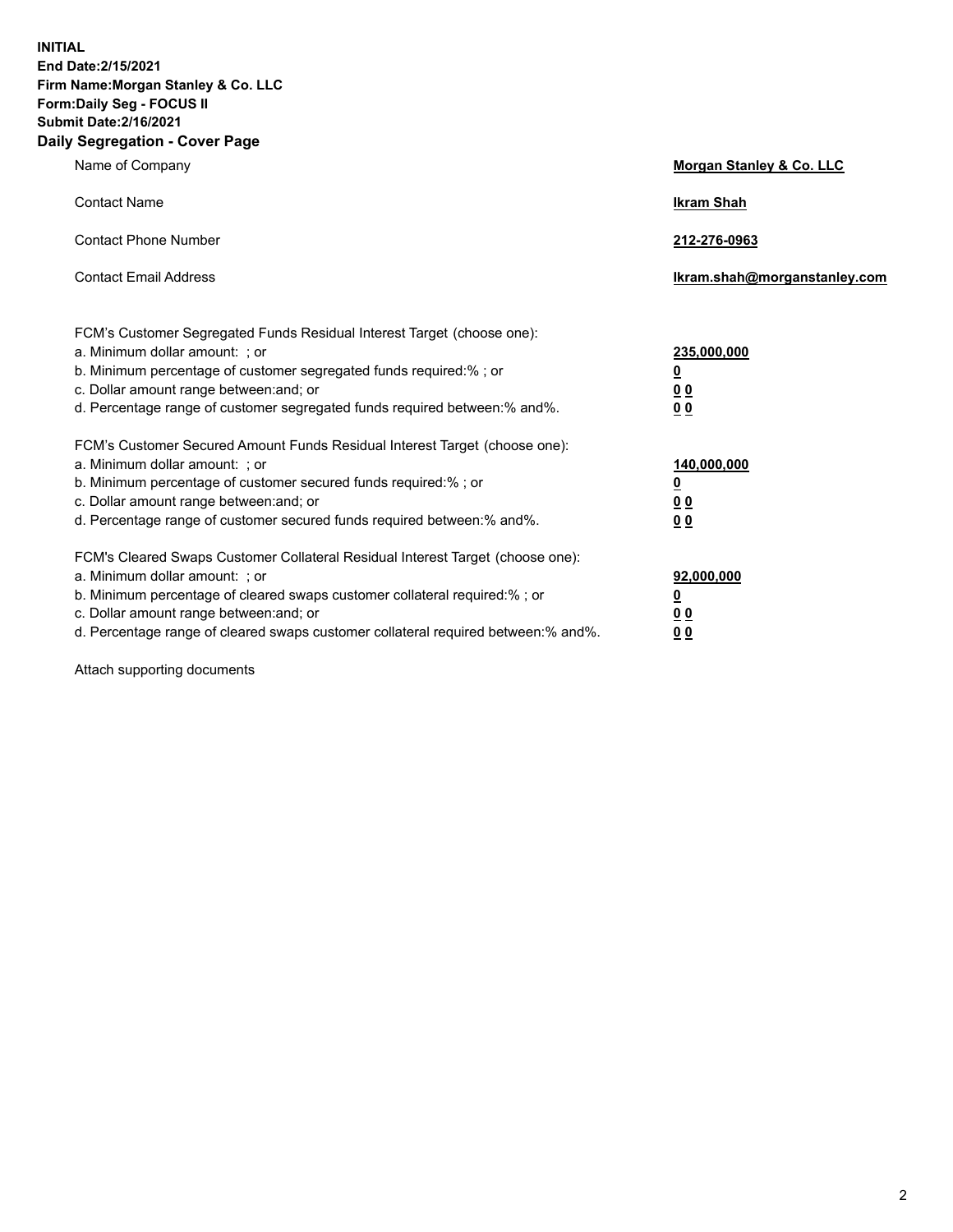**INITIAL**
**End Date:2/15/2021**
**Firm Name:Morgan Stanley & Co. LLC**
**Form:Daily Seg - FOCUS II**
**Submit Date:2/16/2021**

## Daily Segregation - Cover Page

| | |
|---|---|
| Name of Company | **Morgan Stanley & Co. LLC** |
| Contact Name | **Ikram Shah** |
| Contact Phone Number | **212-276-0963** |
| Contact Email Address | **Ikram.shah@morganstanley.com** |

FCM's Customer Segregated Funds Residual Interest Target (choose one):

| | |
|---|---|
| a. Minimum dollar amount: ; or | **235,000,000** |
| b. Minimum percentage of customer segregated funds required:% ; or | **0** |
| c. Dollar amount range between:and; or | **0 0** |
| d. Percentage range of customer segregated funds required between:% and%. | **0 0** |

FCM's Customer Secured Amount Funds Residual Interest Target (choose one):

| | |
|---|---|
| a. Minimum dollar amount: ; or | **140,000,000** |
| b. Minimum percentage of customer secured funds required:% ; or | **0** |
| c. Dollar amount range between:and; or | **0 0** |
| d. Percentage range of customer secured funds required between:% and%. | **0 0** |

FCM's Cleared Swaps Customer Collateral Residual Interest Target (choose one):

| | |
|---|---|
| a. Minimum dollar amount: ; or | **92,000,000** |
| b. Minimum percentage of cleared swaps customer collateral required:% ; or | **0** |
| c. Dollar amount range between:and; or | **0 0** |
| d. Percentage range of cleared swaps customer collateral required between:% and%. | **0 0** |

Attach supporting documents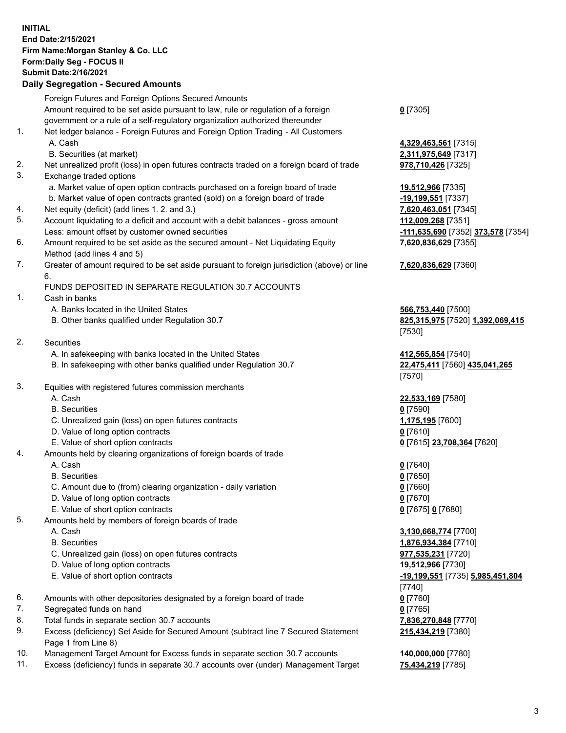**INITIAL**
**End Date:2/15/2021**
**Firm Name:Morgan Stanley & Co. LLC**
**Form:Daily Seg - FOCUS II**
**Submit Date:2/16/2021**

### Daily Segregation - Secured Amounts

| | | |
|---|---|---|
| | Foreign Futures and Foreign Options Secured Amounts | |
| | Amount required to be set aside pursuant to law, rule or regulation of a foreign government or a rule of a self-regulatory organization authorized thereunder | **0** [7305] |
| 1. | Net ledger balance - Foreign Futures and Foreign Option Trading - All Customers | |
| | A. Cash | **4,329,463,561** [7315] |
| | B. Securities (at market) | **2,311,975,649** [7317] |
| 2. | Net unrealized profit (loss) in open futures contracts traded on a foreign board of trade | **978,710,426** [7325] |
| 3. | Exchange traded options | |
| | a. Market value of open option contracts purchased on a foreign board of trade | **19,512,966** [7335] |
| | b. Market value of open contracts granted (sold) on a foreign board of trade | **-19,199,551** [7337] |
| 4. | Net equity (deficit) (add lines 1. 2. and 3.) | **7,620,463,051** [7345] |
| 5. | Account liquidating to a deficit and account with a debit balances - gross amount | **112,009,268** [7351] |
| | Less: amount offset by customer owned securities | **-111,635,690** [7352] **373,578** [7354] |
| 6. | Amount required to be set aside as the secured amount - Net Liquidating Equity Method (add lines 4 and 5) | **7,620,836,629** [7355] |
| 7. | Greater of amount required to be set aside pursuant to foreign jurisdiction (above) or line 6. | **7,620,836,629** [7360] |
| | FUNDS DEPOSITED IN SEPARATE REGULATION 30.7 ACCOUNTS | |
| 1. | Cash in banks | |
| | A. Banks located in the United States | **566,753,440** [7500] |
| | B. Other banks qualified under Regulation 30.7 | **825,315,975** [7520] **1,392,069,415** [7530] |
| 2. | Securities | |
| | A. In safekeeping with banks located in the United States | **412,565,854** [7540] |
| | B. In safekeeping with other banks qualified under Regulation 30.7 | **22,475,411** [7560] **435,041,265** [7570] |
| 3. | Equities with registered futures commission merchants | |
| | A. Cash | **22,533,169** [7580] |
| | B. Securities | **0** [7590] |
| | C. Unrealized gain (loss) on open futures contracts | **1,175,195** [7600] |
| | D. Value of long option contracts | **0** [7610] |
| | E. Value of short option contracts | **0** [7615] **23,708,364** [7620] |
| 4. | Amounts held by clearing organizations of foreign boards of trade | |
| | A. Cash | **0** [7640] |
| | B. Securities | **0** [7650] |
| | C. Amount due to (from) clearing organization - daily variation | **0** [7660] |
| | D. Value of long option contracts | **0** [7670] |
| | E. Value of short option contracts | **0** [7675] **0** [7680] |
| 5. | Amounts held by members of foreign boards of trade | |
| | A. Cash | **3,130,668,774** [7700] |
| | B. Securities | **1,876,934,384** [7710] |
| | C. Unrealized gain (loss) on open futures contracts | **977,535,231** [7720] |
| | D. Value of long option contracts | **19,512,966** [7730] |
| | E. Value of short option contracts | **-19,199,551** [7735] **5,985,451,804** [7740] |
| 6. | Amounts with other depositories designated by a foreign board of trade | **0** [7760] |
| 7. | Segregated funds on hand | **0** [7765] |
| 8. | Total funds in separate section 30.7 accounts | **7,836,270,848** [7770] |
| 9. | Excess (deficiency) Set Aside for Secured Amount (subtract line 7 Secured Statement Page 1 from Line 8) | **215,434,219** [7380] |
| 10. | Management Target Amount for Excess funds in separate section 30.7 accounts | **140,000,000** [7780] |
| 11. | Excess (deficiency) funds in separate 30.7 accounts over (under) Management Target | **75,434,219** [7785] |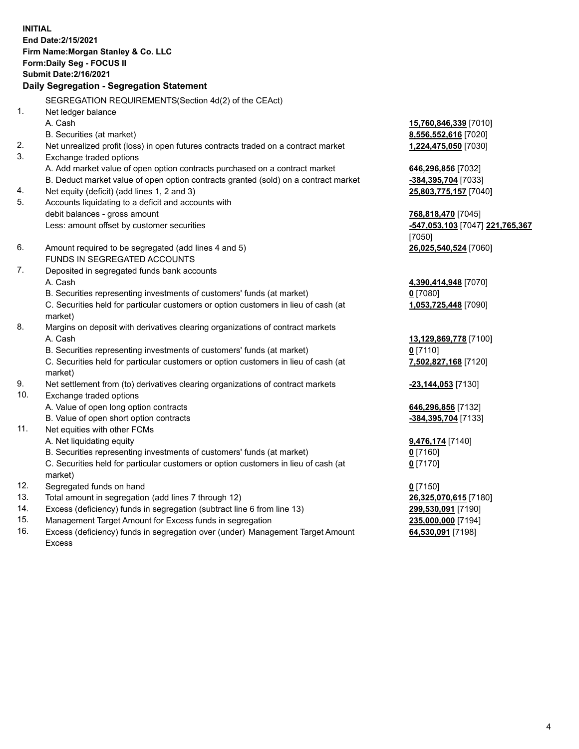**INITIAL**
**End Date:2/15/2021**
**Firm Name:Morgan Stanley & Co. LLC**
**Form:Daily Seg - FOCUS II**
**Submit Date:2/16/2021**

## Daily Segregation - Segregation Statement

SEGREGATION REQUIREMENTS(Section 4d(2) of the CEAct)

| | | |
|---|---|---|
| 1. | Net ledger balance | |
| | A. Cash | **15,760,846,339** [7010] |
| | B. Securities (at market) | **8,556,552,616** [7020] |
| 2. | Net unrealized profit (loss) in open futures contracts traded on a contract market | **1,224,475,050** [7030] |
| 3. | Exchange traded options | |
| | A. Add market value of open option contracts purchased on a contract market | **646,296,856** [7032] |
| | B. Deduct market value of open option contracts granted (sold) on a contract market | **-384,395,704** [7033] |
| 4. | Net equity (deficit) (add lines 1, 2 and 3) | **25,803,775,157** [7040] |
| 5. | Accounts liquidating to a deficit and accounts with debit balances - gross amount | **768,818,470** [7045] |
| | Less: amount offset by customer securities | **-547,053,103** [7047] **221,765,367** [7050] |
| 6. | Amount required to be segregated (add lines 4 and 5) | **26,025,540,524** [7060] |
| | FUNDS IN SEGREGATED ACCOUNTS | |
| 7. | Deposited in segregated funds bank accounts | |
| | A. Cash | **4,390,414,948** [7070] |
| | B. Securities representing investments of customers' funds (at market) | **0** [7080] |
| | C. Securities held for particular customers or option customers in lieu of cash (at market) | **1,053,725,448** [7090] |
| 8. | Margins on deposit with derivatives clearing organizations of contract markets | |
| | A. Cash | **13,129,869,778** [7100] |
| | B. Securities representing investments of customers' funds (at market) | **0** [7110] |
| | C. Securities held for particular customers or option customers in lieu of cash (at market) | **7,502,827,168** [7120] |
| 9. | Net settlement from (to) derivatives clearing organizations of contract markets | **-23,144,053** [7130] |
| 10. | Exchange traded options | |
| | A. Value of open long option contracts | **646,296,856** [7132] |
| | B. Value of open short option contracts | **-384,395,704** [7133] |
| 11. | Net equities with other FCMs | |
| | A. Net liquidating equity | **9,476,174** [7140] |
| | B. Securities representing investments of customers' funds (at market) | **0** [7160] |
| | C. Securities held for particular customers or option customers in lieu of cash (at market) | **0** [7170] |
| 12. | Segregated funds on hand | **0** [7150] |
| 13. | Total amount in segregation (add lines 7 through 12) | **26,325,070,615** [7180] |
| 14. | Excess (deficiency) funds in segregation (subtract line 6 from line 13) | **299,530,091** [7190] |
| 15. | Management Target Amount for Excess funds in segregation | **235,000,000** [7194] |
| 16. | Excess (deficiency) funds in segregation over (under) Management Target Amount Excess | **64,530,091** [7198] |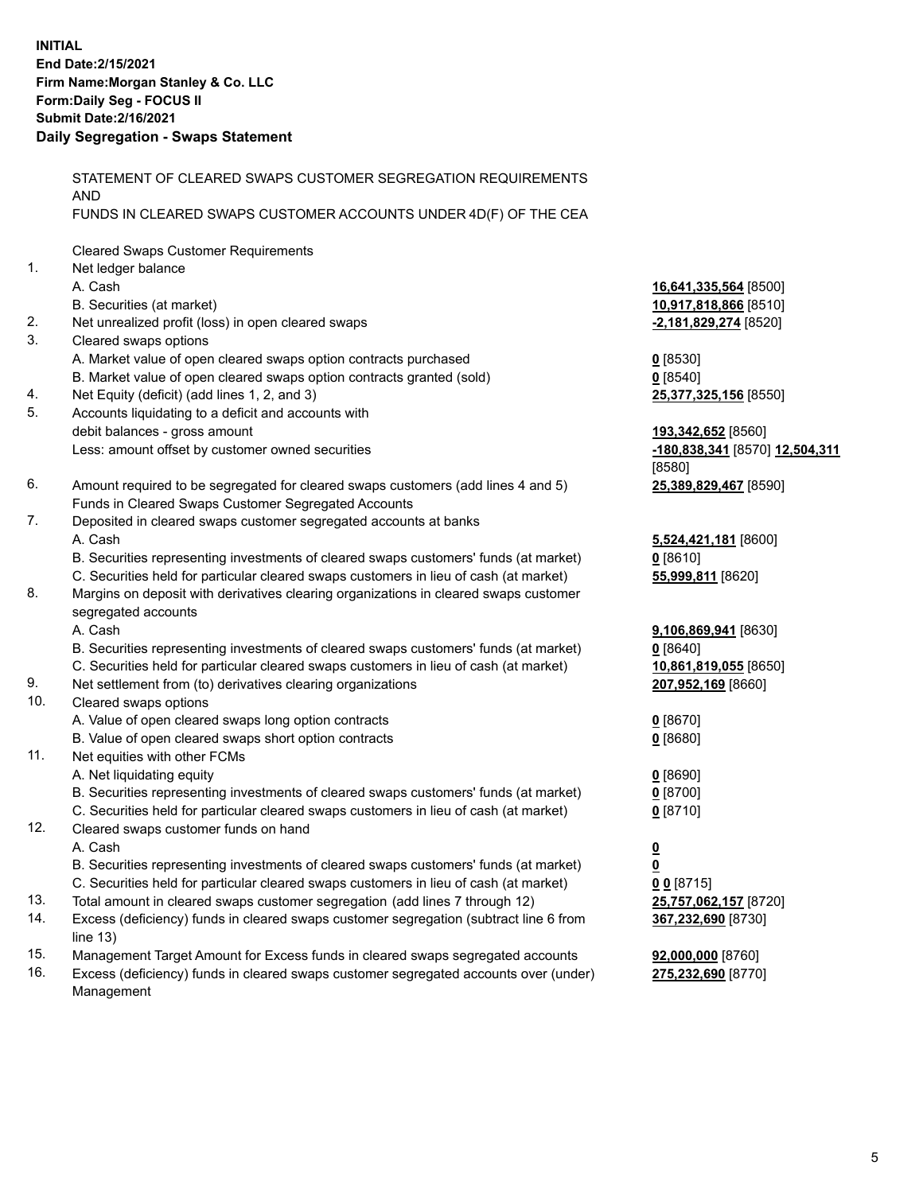**INITIAL**
**End Date:2/15/2021**
**Firm Name:Morgan Stanley & Co. LLC**
**Form:Daily Seg - FOCUS II**
**Submit Date:2/16/2021**
**Daily Segregation - Swaps Statement**

STATEMENT OF CLEARED SWAPS CUSTOMER SEGREGATION REQUIREMENTS AND FUNDS IN CLEARED SWAPS CUSTOMER ACCOUNTS UNDER 4D(F) OF THE CEA

| | | |
|---|---|---|
| | Cleared Swaps Customer Requirements | |
| 1. | Net ledger balance | |
| | A. Cash | **16,641,335,564** [8500] |
| | B. Securities (at market) | **10,917,818,866** [8510] |
| 2. | Net unrealized profit (loss) in open cleared swaps | **-2,181,829,274** [8520] |
| 3. | Cleared swaps options | |
| | A. Market value of open cleared swaps option contracts purchased | **0** [8530] |
| | B. Market value of open cleared swaps option contracts granted (sold) | **0** [8540] |
| 4. | Net Equity (deficit) (add lines 1, 2, and 3) | **25,377,325,156** [8550] |
| 5. | Accounts liquidating to a deficit and accounts with debit balances - gross amount | **193,342,652** [8560] |
| | Less: amount offset by customer owned securities | **-180,838,341** [8570] **12,504,311** [8580] |
| 6. | Amount required to be segregated for cleared swaps customers (add lines 4 and 5) | **25,389,829,467** [8590] |
| | Funds in Cleared Swaps Customer Segregated Accounts | |
| 7. | Deposited in cleared swaps customer segregated accounts at banks | |
| | A. Cash | **5,524,421,181** [8600] |
| | B. Securities representing investments of cleared swaps customers' funds (at market) | **0** [8610] |
| | C. Securities held for particular cleared swaps customers in lieu of cash (at market) | **55,999,811** [8620] |
| 8. | Margins on deposit with derivatives clearing organizations in cleared swaps customer segregated accounts | |
| | A. Cash | **9,106,869,941** [8630] |
| | B. Securities representing investments of cleared swaps customers' funds (at market) | **0** [8640] |
| | C. Securities held for particular cleared swaps customers in lieu of cash (at market) | **10,861,819,055** [8650] |
| 9. | Net settlement from (to) derivatives clearing organizations | **207,952,169** [8660] |
| 10. | Cleared swaps options | |
| | A. Value of open cleared swaps long option contracts | **0** [8670] |
| | B. Value of open cleared swaps short option contracts | **0** [8680] |
| 11. | Net equities with other FCMs | |
| | A. Net liquidating equity | **0** [8690] |
| | B. Securities representing investments of cleared swaps customers' funds (at market) | **0** [8700] |
| | C. Securities held for particular cleared swaps customers in lieu of cash (at market) | **0** [8710] |
| 12. | Cleared swaps customer funds on hand | |
| | A. Cash | **0** |
| | B. Securities representing investments of cleared swaps customers' funds (at market) | **0** |
| | C. Securities held for particular cleared swaps customers in lieu of cash (at market) | **0** **0** [8715] |
| 13. | Total amount in cleared swaps customer segregation (add lines 7 through 12) | **25,757,062,157** [8720] |
| 14. | Excess (deficiency) funds in cleared swaps customer segregation (subtract line 6 from line 13) | **367,232,690** [8730] |
| 15. | Management Target Amount for Excess funds in cleared swaps segregated accounts | **92,000,000** [8760] |
| 16. | Excess (deficiency) funds in cleared swaps customer segregated accounts over (under) Management | **275,232,690** [8770] |